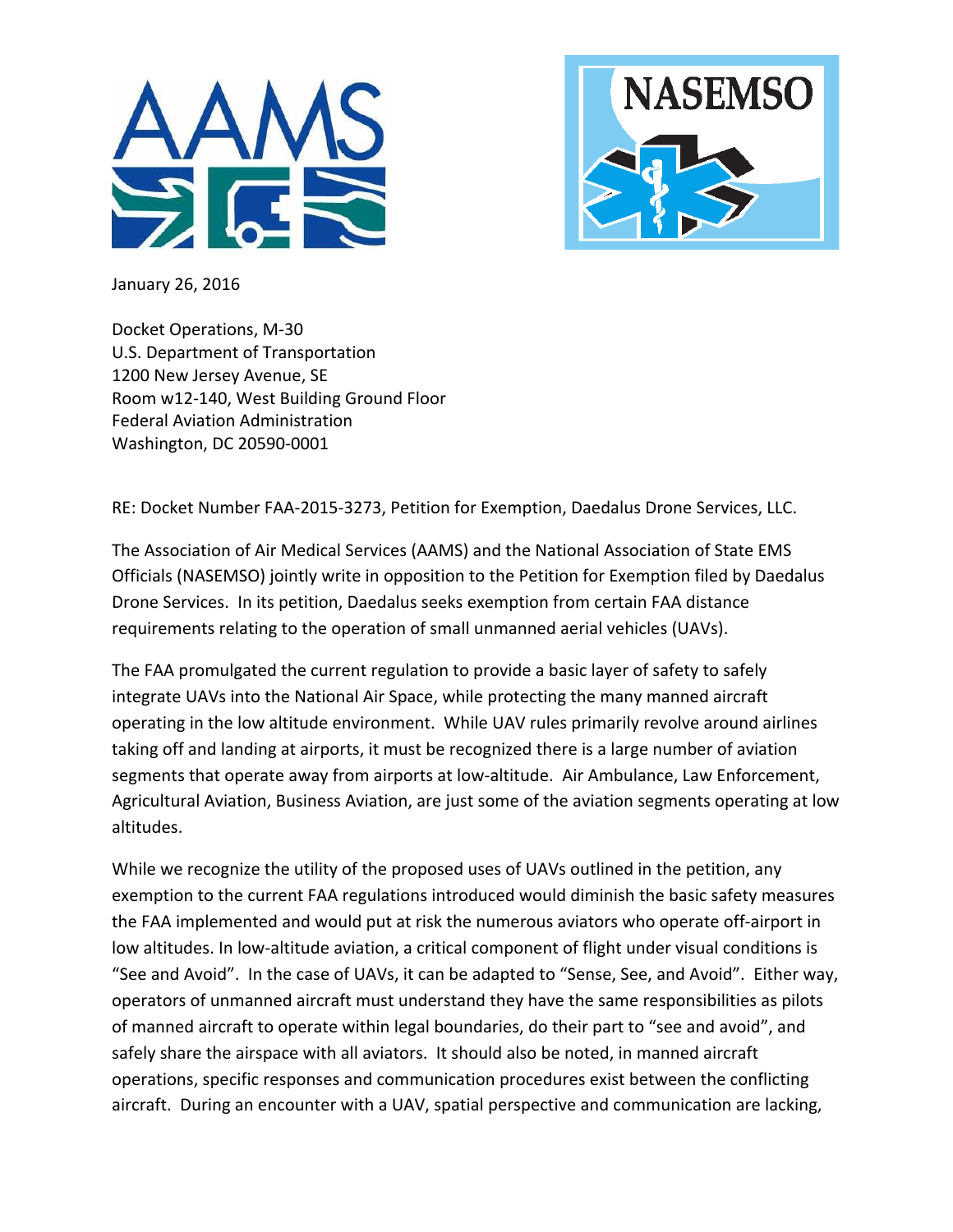AAMS

NASEMSO

January 26, 2016

Docket Operations, M-30
U.S. Department of Transportation
1200 New Jersey Avenue, SE
Room w12-140, West Building Ground Floor
Federal Aviation Administration
Washington, DC 20590-0001

RE: Docket Number FAA-2015-3273, Petition for Exemption, Daedalus Drone Services, LLC.

The Association of Air Medical Services (AAMS) and the National Association of State EMS Officials (NASEMSO) jointly write in opposition to the Petition for Exemption filed by Daedalus Drone Services. In its petition, Daedalus seeks exemption from certain FAA distance requirements relating to the operation of small unmanned aerial vehicles (UAVs).

The FAA promulgated the current regulation to provide a basic layer of safety to safely integrate UAVs into the National Air Space, while protecting the many manned aircraft operating in the low altitude environment. While UAV rules primarily revolve around airlines taking off and landing at airports, it must be recognized there is a large number of aviation segments that operate away from airports at low-altitude. Air Ambulance, Law Enforcement, Agricultural Aviation, Business Aviation, are just some of the aviation segments operating at low altitudes.

While we recognize the utility of the proposed uses of UAVs outlined in the petition, any exemption to the current FAA regulations introduced would diminish the basic safety measures the FAA implemented and would put at risk the numerous aviators who operate off-airport in low altitudes. In low-altitude aviation, a critical component of flight under visual conditions is "See and Avoid". In the case of UAVs, it can be adapted to "Sense, See, and Avoid". Either way, operators of unmanned aircraft must understand they have the same responsibilities as pilots of manned aircraft to operate within legal boundaries, do their part to "see and avoid", and safely share the airspace with all aviators. It should also be noted, in manned aircraft operations, specific responses and communication procedures exist between the conflicting aircraft. During an encounter with a UAV, spatial perspective and communication are lacking,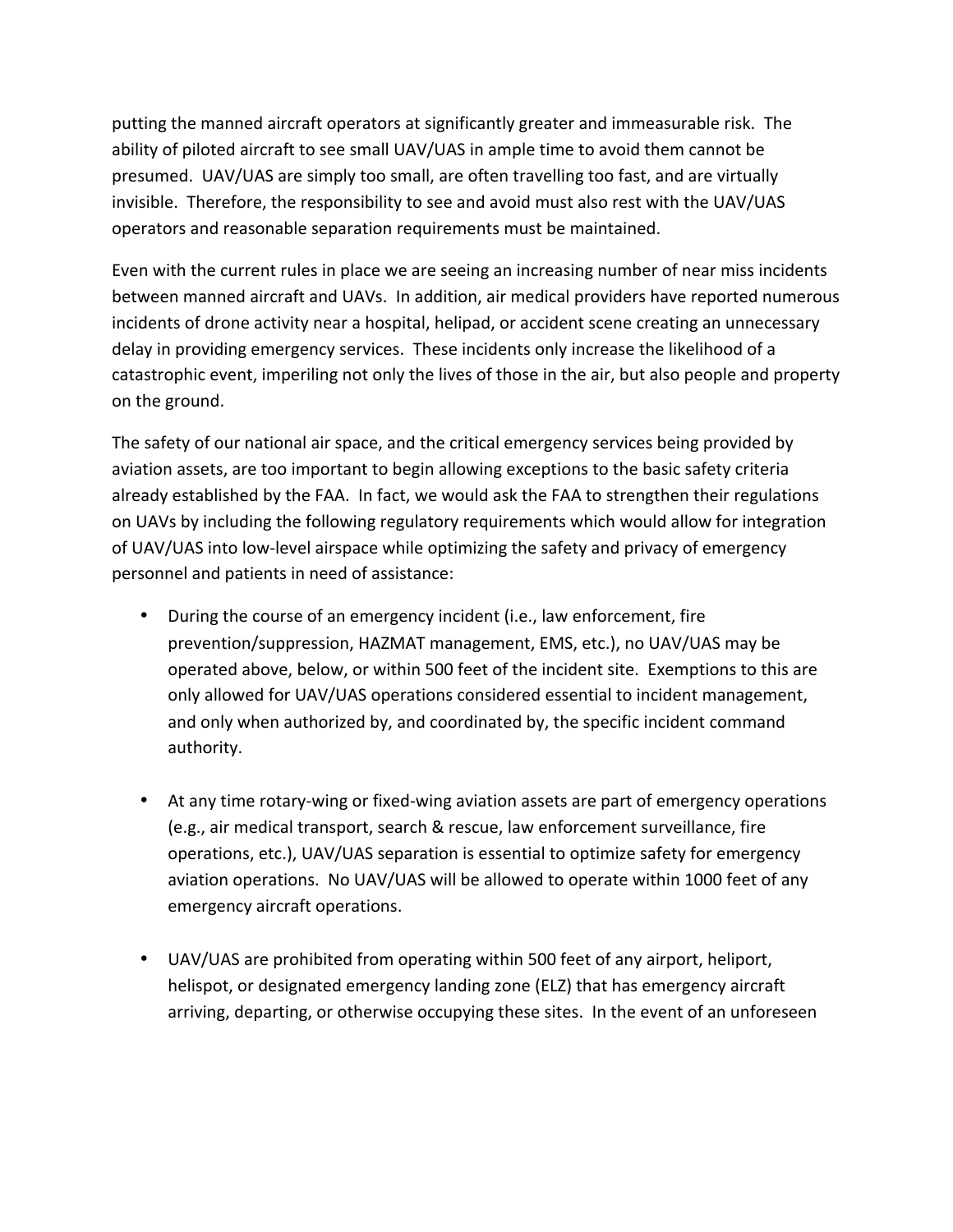putting the manned aircraft operators at significantly greater and immeasurable risk. The ability of piloted aircraft to see small UAV/UAS in ample time to avoid them cannot be presumed. UAV/UAS are simply too small, are often travelling too fast, and are virtually invisible. Therefore, the responsibility to see and avoid must also rest with the UAV/UAS operators and reasonable separation requirements must be maintained.

Even with the current rules in place we are seeing an increasing number of near miss incidents between manned aircraft and UAVs. In addition, air medical providers have reported numerous incidents of drone activity near a hospital, helipad, or accident scene creating an unnecessary delay in providing emergency services. These incidents only increase the likelihood of a catastrophic event, imperiling not only the lives of those in the air, but also people and property on the ground.

The safety of our national air space, and the critical emergency services being provided by aviation assets, are too important to begin allowing exceptions to the basic safety criteria already established by the FAA. In fact, we would ask the FAA to strengthen their regulations on UAVs by including the following regulatory requirements which would allow for integration of UAV/UAS into low-level airspace while optimizing the safety and privacy of emergency personnel and patients in need of assistance:

- During the course of an emergency incident (i.e., law enforcement, fire prevention/suppression, HAZMAT management, EMS, etc.), no UAV/UAS may be operated above, below, or within 500 feet of the incident site. Exemptions to this are only allowed for UAV/UAS operations considered essential to incident management, and only when authorized by, and coordinated by, the specific incident command authority.

- At any time rotary-wing or fixed-wing aviation assets are part of emergency operations (e.g., air medical transport, search & rescue, law enforcement surveillance, fire operations, etc.), UAV/UAS separation is essential to optimize safety for emergency aviation operations. No UAV/UAS will be allowed to operate within 1000 feet of any emergency aircraft operations.

- UAV/UAS are prohibited from operating within 500 feet of any airport, heliport, helispot, or designated emergency landing zone (ELZ) that has emergency aircraft arriving, departing, or otherwise occupying these sites. In the event of an unforeseen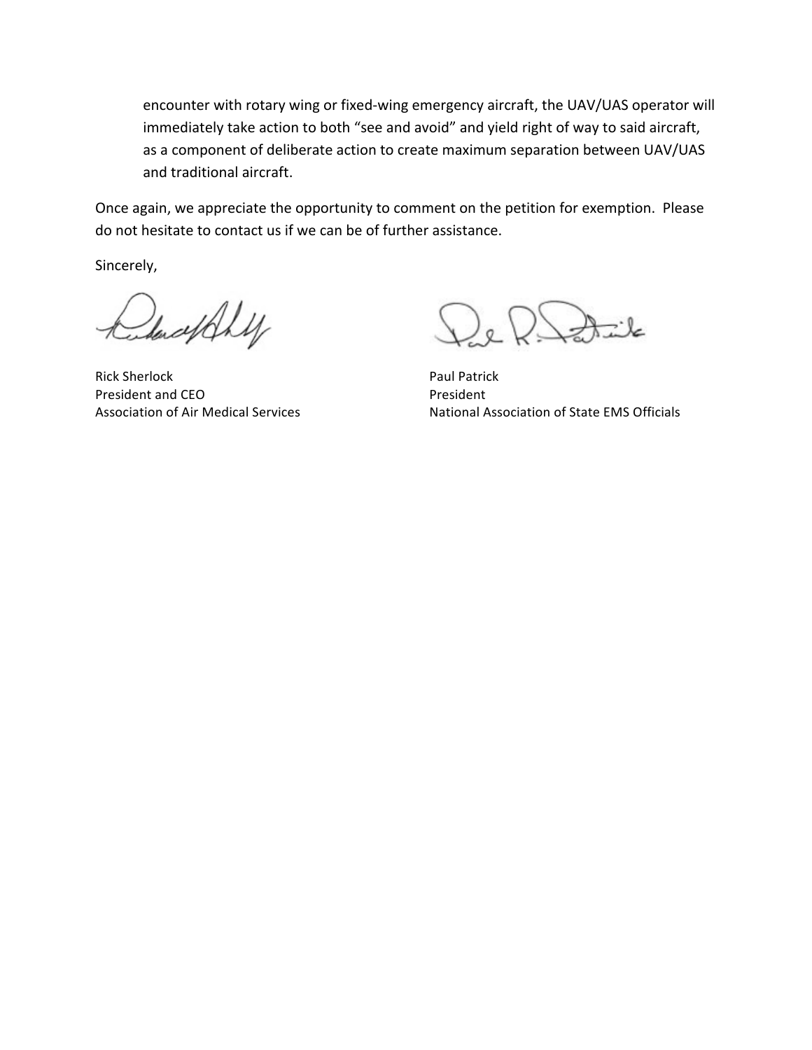encounter with rotary wing or fixed-wing emergency aircraft, the UAV/UAS operator will immediately take action to both "see and avoid" and yield right of way to said aircraft, as a component of deliberate action to create maximum separation between UAV/UAS and traditional aircraft.

Once again, we appreciate the opportunity to comment on the petition for exemption. Please do not hesitate to contact us if we can be of further assistance.

Sincerely,

Rick Sherlock
President and CEO
Association of Air Medical Services

Paul Patrick
President
National Association of State EMS Officials